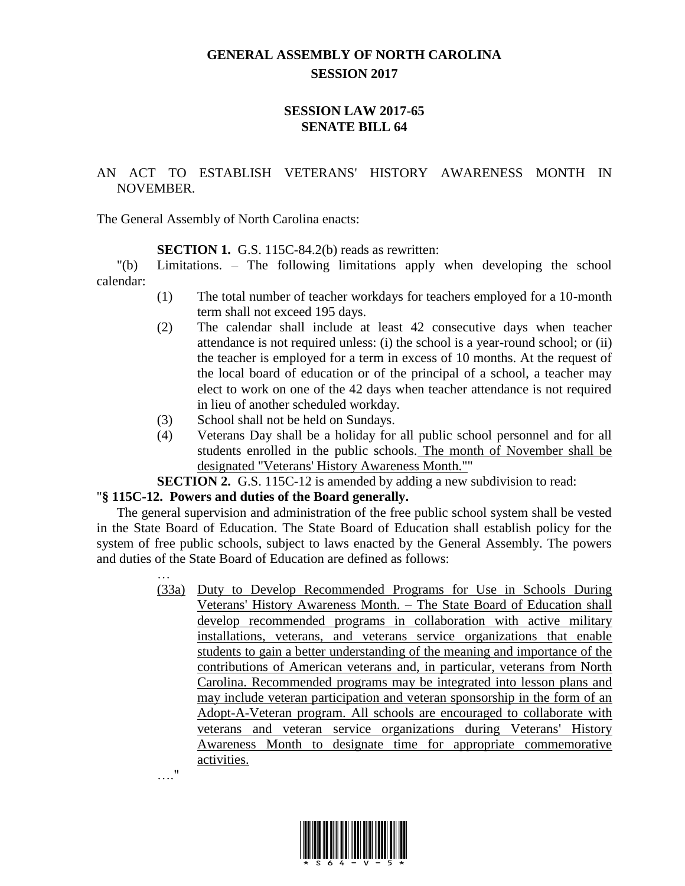# GENERAL ASSEMBLY OF NORTH CAROLINA
## SESSION 2017

## SESSION LAW 2017-65
## SENATE BILL 64

AN ACT TO ESTABLISH VETERANS' HISTORY AWARENESS MONTH IN NOVEMBER.

The General Assembly of North Carolina enacts:

**SECTION 1.** G.S. 115C-84.2(b) reads as rewritten:

"(b) Limitations. – The following limitations apply when developing the school calendar:

(1) The total number of teacher workdays for teachers employed for a 10-month term shall not exceed 195 days.

(2) The calendar shall include at least 42 consecutive days when teacher attendance is not required unless: (i) the school is a year-round school; or (ii) the teacher is employed for a term in excess of 10 months. At the request of the local board of education or of the principal of a school, a teacher may elect to work on one of the 42 days when teacher attendance is not required in lieu of another scheduled workday.

(3) School shall not be held on Sundays.

(4) Veterans Day shall be a holiday for all public school personnel and for all students enrolled in the public schools. <u>The month of November shall be designated "Veterans' History Awareness Month."</u>"

**SECTION 2.** G.S. 115C-12 is amended by adding a new subdivision to read:

"**§ 115C-12. Powers and duties of the Board generally.**

The general supervision and administration of the free public school system shall be vested in the State Board of Education. The State Board of Education shall establish policy for the system of free public schools, subject to laws enacted by the General Assembly. The powers and duties of the State Board of Education are defined as follows:

…

<u>(33a) Duty to Develop Recommended Programs for Use in Schools During Veterans' History Awareness Month. – The State Board of Education shall develop recommended programs in collaboration with active military installations, veterans, and veterans service organizations that enable students to gain a better understanding of the meaning and importance of the contributions of American veterans and, in particular, veterans from North Carolina. Recommended programs may be integrated into lesson plans and may include veteran participation and veteran sponsorship in the form of an Adopt-A-Veteran program. All schools are encouraged to collaborate with veterans and veteran service organizations during Veterans' History Awareness Month to designate time for appropriate commemorative activities.</u>

…."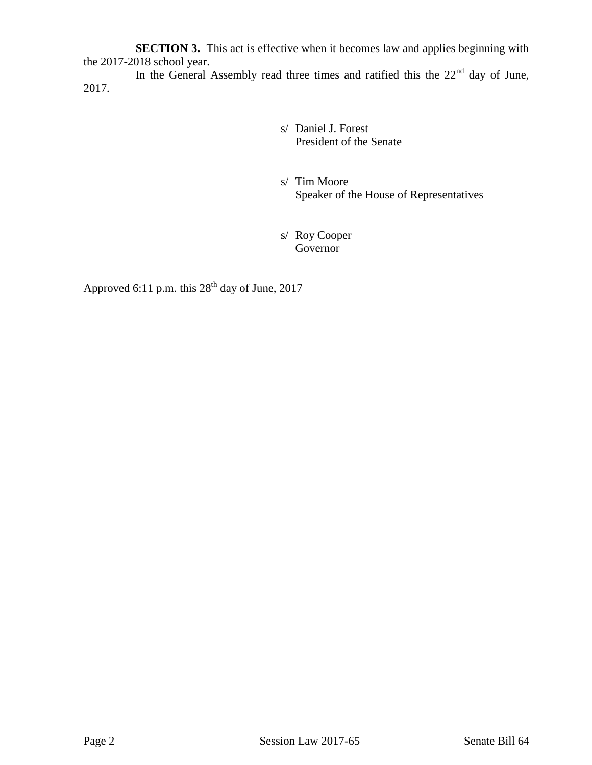**SECTION 3.** This act is effective when it becomes law and applies beginning with the 2017-2018 school year.

In the General Assembly read three times and ratified this the 22nd day of June, 2017.

s/ Daniel J. Forest
President of the Senate

s/ Tim Moore
Speaker of the House of Representatives

s/ Roy Cooper
Governor

Approved 6:11 p.m. this 28th day of June, 2017